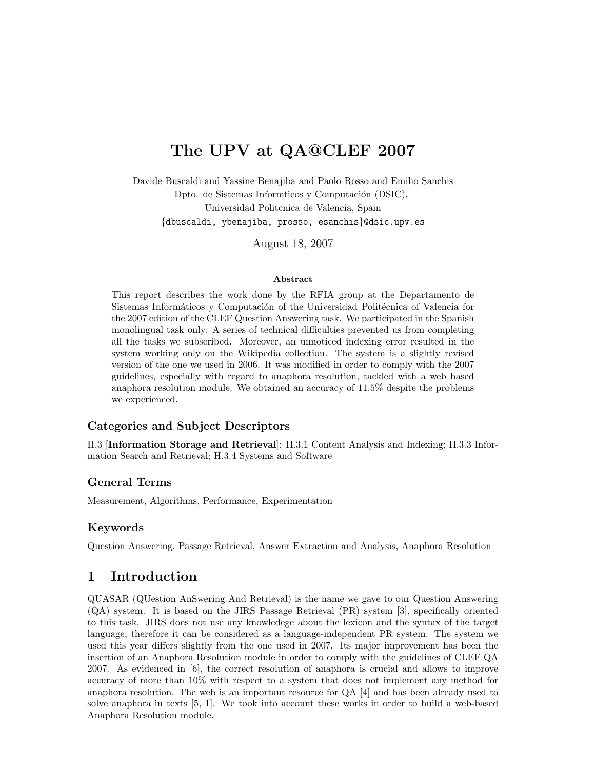# The UPV at QA@CLEF 2007

Davide Buscaldi and Yassine Benajiba and Paolo Rosso and Emilio Sanchis
Dpto. de Sistemas Informticos y Computación (DSIC),
Universidad Politcnica de Valencia, Spain
{dbuscaldi, ybenajiba, prosso, esanchis}@dsic.upv.es

August 18, 2007

### Abstract

This report describes the work done by the RFIA group at the Departamento de Sistemas Informáticos y Computación of the Universidad Politécnica of Valencia for the 2007 edition of the CLEF Question Answering task. We participated in the Spanish monolingual task only. A series of technical difficulties prevented us from completing all the tasks we subscribed. Moreover, an unnoticed indexing error resulted in the system working only on the Wikipedia collection. The system is a slightly revised version of the one we used in 2006. It was modified in order to comply with the 2007 guidelines, especially with regard to anaphora resolution, tackled with a web based anaphora resolution module. We obtained an accuracy of 11.5% despite the problems we experienced.

### Categories and Subject Descriptors

H.3 [**Information Storage and Retrieval**]: H.3.1 Content Analysis and Indexing; H.3.3 Information Search and Retrieval; H.3.4 Systems and Software

### General Terms

Measurement, Algorithms, Performance, Experimentation

### Keywords

Question Answering, Passage Retrieval, Answer Extraction and Analysis, Anaphora Resolution

## 1 Introduction

QUASAR (QUestion AnSwering And Retrieval) is the name we gave to our Question Answering (QA) system. It is based on the JIRS Passage Retrieval (PR) system [3], specifically oriented to this task. JIRS does not use any knowledege about the lexicon and the syntax of the target language, therefore it can be considered as a language-independent PR system. The system we used this year differs slightly from the one used in 2007. Its major improvement has been the insertion of an Anaphora Resolution module in order to comply with the guidelines of CLEF QA 2007. As evidenced in [6], the correct resolution of anaphora is crucial and allows to improve accuracy of more than 10% with respect to a system that does not implement any method for anaphora resolution. The web is an important resource for QA [4] and has been already used to solve anaphora in texts [5, 1]. We took into account these works in order to build a web-based Anaphora Resolution module.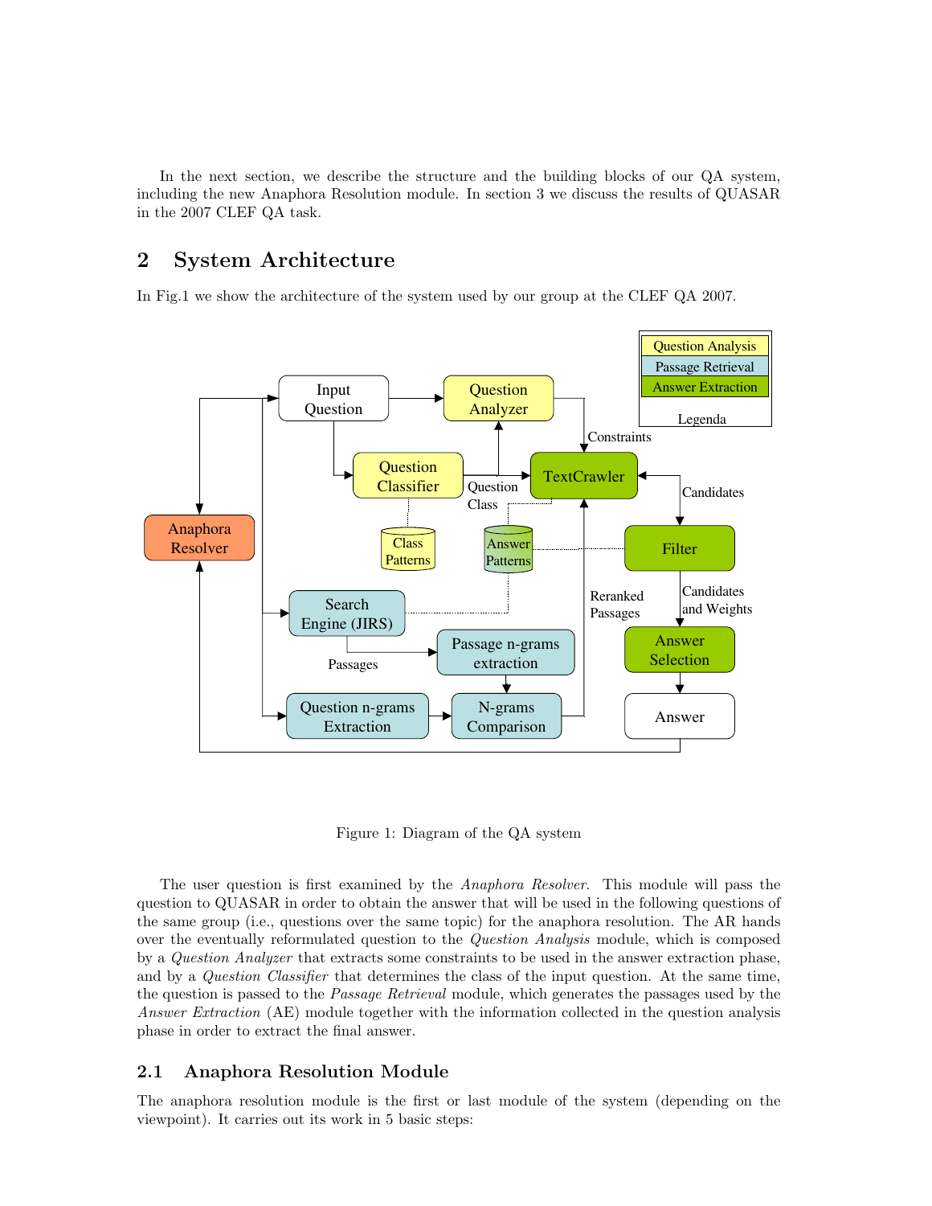In the next section, we describe the structure and the building blocks of our QA system, including the new Anaphora Resolution module. In section 3 we discuss the results of QUASAR in the 2007 CLEF QA task.

## 2 System Architecture

In Fig.1 we show the architecture of the system used by our group at the CLEF QA 2007.

Figure 1: Diagram of the QA system

The user question is first examined by the *Anaphora Resolver*. This module will pass the question to QUASAR in order to obtain the answer that will be used in the following questions of the same group (i.e., questions over the same topic) for the anaphora resolution. The AR hands over the eventually reformulated question to the *Question Analysis* module, which is composed by a *Question Analyzer* that extracts some constraints to be used in the answer extraction phase, and by a *Question Classifier* that determines the class of the input question. At the same time, the question is passed to the *Passage Retrieval* module, which generates the passages used by the *Answer Extraction* (AE) module together with the information collected in the question analysis phase in order to extract the final answer.

### 2.1 Anaphora Resolution Module

The anaphora resolution module is the first or last module of the system (depending on the viewpoint). It carries out its work in 5 basic steps: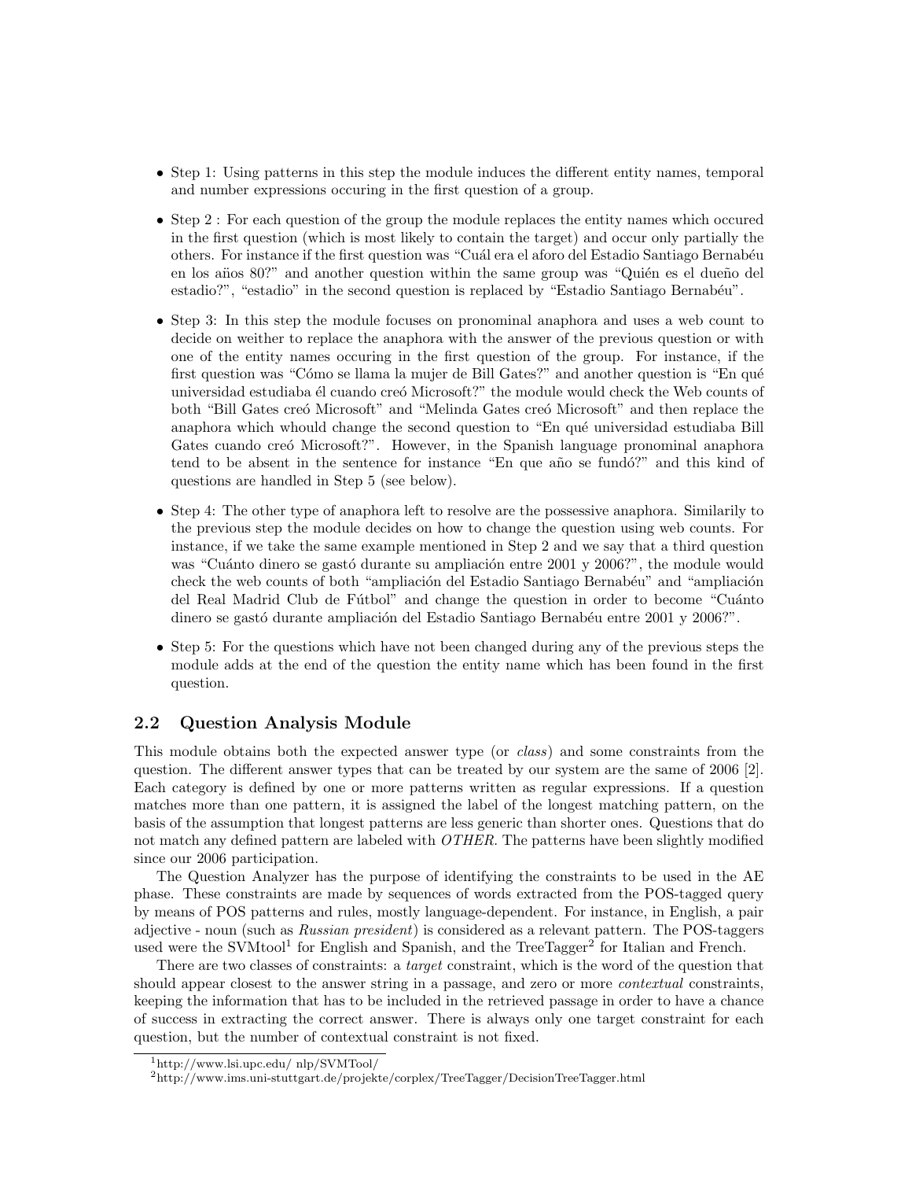- Step 1: Using patterns in this step the module induces the different entity names, temporal and number expressions occuring in the first question of a group.
- Step 2 : For each question of the group the module replaces the entity names which occured in the first question (which is most likely to contain the target) and occur only partially the others. For instance if the first question was "Cuál era el aforo del Estadio Santiago Bernabéu en los años 80?" and another question within the same group was "Quién es el dueño del estadio?", "estadio" in the second question is replaced by "Estadio Santiago Bernabéu".
- Step 3: In this step the module focuses on pronominal anaphora and uses a web count to decide on weither to replace the anaphora with the answer of the previous question or with one of the entity names occuring in the first question of the group. For instance, if the first question was "Cómo se llama la mujer de Bill Gates?" and another question is "En qué universidad estudiaba él cuando creó Microsoft?" the module would check the Web counts of both "Bill Gates creó Microsoft" and "Melinda Gates creó Microsoft" and then replace the anaphora which whould change the second question to "En qué universidad estudiaba Bill Gates cuando creó Microsoft?". However, in the Spanish language pronominal anaphora tend to be absent in the sentence for instance "En que año se fundó?" and this kind of questions are handled in Step 5 (see below).
- Step 4: The other type of anaphora left to resolve are the possessive anaphora. Similarily to the previous step the module decides on how to change the question using web counts. For instance, if we take the same example mentioned in Step 2 and we say that a third question was "Cuánto dinero se gastó durante su ampliación entre 2001 y 2006?", the module would check the web counts of both "ampliación del Estadio Santiago Bernabéu" and "ampliación del Real Madrid Club de Fútbol" and change the question in order to become "Cuánto dinero se gastó durante ampliación del Estadio Santiago Bernabéu entre 2001 y 2006?".
- Step 5: For the questions which have not been changed during any of the previous steps the module adds at the end of the question the entity name which has been found in the first question.

### 2.2 Question Analysis Module

This module obtains both the expected answer type (or *class*) and some constraints from the question. The different answer types that can be treated by our system are the same of 2006 [2]. Each category is defined by one or more patterns written as regular expressions. If a question matches more than one pattern, it is assigned the label of the longest matching pattern, on the basis of the assumption that longest patterns are less generic than shorter ones. Questions that do not match any defined pattern are labeled with *OTHER*. The patterns have been slightly modified since our 2006 participation.

The Question Analyzer has the purpose of identifying the constraints to be used in the AE phase. These constraints are made by sequences of words extracted from the POS-tagged query by means of POS patterns and rules, mostly language-dependent. For instance, in English, a pair adjective - noun (such as *Russian president*) is considered as a relevant pattern. The POS-taggers used were the SVMtool[1] for English and Spanish, and the TreeTagger[2] for Italian and French.

There are two classes of constraints: a *target* constraint, which is the word of the question that should appear closest to the answer string in a passage, and zero or more *contextual* constraints, keeping the information that has to be included in the retrieved passage in order to have a chance of success in extracting the correct answer. There is always only one target constraint for each question, but the number of contextual constraint is not fixed.

[1] http://www.lsi.upc.edu/ nlp/SVMTool/

[2] http://www.ims.uni-stuttgart.de/projekte/corplex/TreeTagger/DecisionTreeTagger.html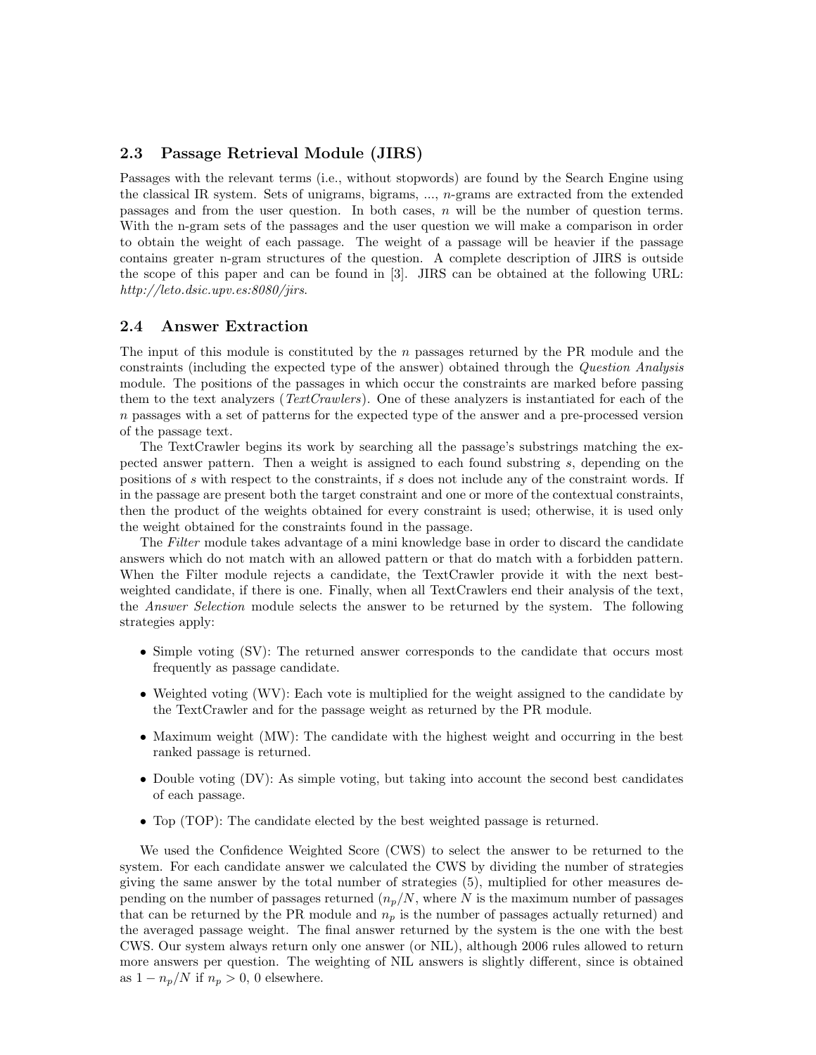### 2.3 Passage Retrieval Module (JIRS)

Passages with the relevant terms (i.e., without stopwords) are found by the Search Engine using the classical IR system. Sets of unigrams, bigrams, ..., $n$-grams are extracted from the extended passages and from the user question. In both cases, $n$ will be the number of question terms. With the n-gram sets of the passages and the user question we will make a comparison in order to obtain the weight of each passage. The weight of a passage will be heavier if the passage contains greater n-gram structures of the question. A complete description of JIRS is outside the scope of this paper and can be found in [3]. JIRS can be obtained at the following URL: *http://leto.dsic.upv.es:8080/jirs*.

### 2.4 Answer Extraction

The input of this module is constituted by the $n$ passages returned by the PR module and the constraints (including the expected type of the answer) obtained through the *Question Analysis* module. The positions of the passages in which occur the constraints are marked before passing them to the text analyzers (*TextCrawlers*). One of these analyzers is instantiated for each of the $n$ passages with a set of patterns for the expected type of the answer and a pre-processed version of the passage text.

The TextCrawler begins its work by searching all the passage's substrings matching the expected answer pattern. Then a weight is assigned to each found substring $s$, depending on the positions of $s$ with respect to the constraints, if $s$ does not include any of the constraint words. If in the passage are present both the target constraint and one or more of the contextual constraints, then the product of the weights obtained for every constraint is used; otherwise, it is used only the weight obtained for the constraints found in the passage.

The *Filter* module takes advantage of a mini knowledge base in order to discard the candidate answers which do not match with an allowed pattern or that do match with a forbidden pattern. When the Filter module rejects a candidate, the TextCrawler provide it with the next best-weighted candidate, if there is one. Finally, when all TextCrawlers end their analysis of the text, the *Answer Selection* module selects the answer to be returned by the system. The following strategies apply:

- Simple voting (SV): The returned answer corresponds to the candidate that occurs most frequently as passage candidate.
- Weighted voting (WV): Each vote is multiplied for the weight assigned to the candidate by the TextCrawler and for the passage weight as returned by the PR module.
- Maximum weight (MW): The candidate with the highest weight and occurring in the best ranked passage is returned.
- Double voting (DV): As simple voting, but taking into account the second best candidates of each passage.
- Top (TOP): The candidate elected by the best weighted passage is returned.

We used the Confidence Weighted Score (CWS) to select the answer to be returned to the system. For each candidate answer we calculated the CWS by dividing the number of strategies giving the same answer by the total number of strategies (5), multiplied for other measures depending on the number of passages returned ($n_p/N$, where $N$ is the maximum number of passages that can be returned by the PR module and $n_p$ is the number of passages actually returned) and the averaged passage weight. The final answer returned by the system is the one with the best CWS. Our system always return only one answer (or NIL), although 2006 rules allowed to return more answers per question. The weighting of NIL answers is slightly different, since is obtained as $1 - n_p/N$ if $n_p > 0$, 0 elsewhere.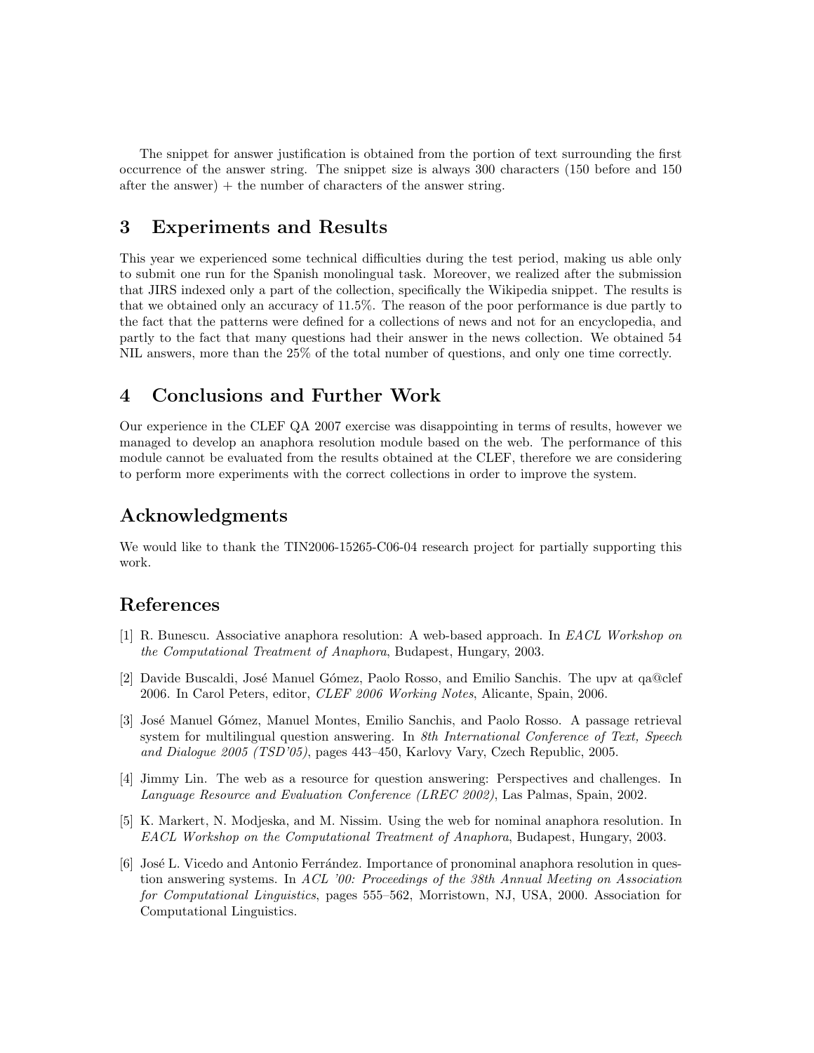The snippet for answer justification is obtained from the portion of text surrounding the first occurrence of the answer string. The snippet size is always 300 characters (150 before and 150 after the answer) + the number of characters of the answer string.

## 3 Experiments and Results

This year we experienced some technical difficulties during the test period, making us able only to submit one run for the Spanish monolingual task. Moreover, we realized after the submission that JIRS indexed only a part of the collection, specifically the Wikipedia snippet. The results is that we obtained only an accuracy of 11.5%. The reason of the poor performance is due partly to the fact that the patterns were defined for a collections of news and not for an encyclopedia, and partly to the fact that many questions had their answer in the news collection. We obtained 54 NIL answers, more than the 25% of the total number of questions, and only one time correctly.

## 4 Conclusions and Further Work

Our experience in the CLEF QA 2007 exercise was disappointing in terms of results, however we managed to develop an anaphora resolution module based on the web. The performance of this module cannot be evaluated from the results obtained at the CLEF, therefore we are considering to perform more experiments with the correct collections in order to improve the system.

## Acknowledgments

We would like to thank the TIN2006-15265-C06-04 research project for partially supporting this work.

## References

[1] R. Bunescu. Associative anaphora resolution: A web-based approach. In *EACL Workshop on the Computational Treatment of Anaphora*, Budapest, Hungary, 2003.

[2] Davide Buscaldi, José Manuel Gómez, Paolo Rosso, and Emilio Sanchis. The upv at qa@clef 2006. In Carol Peters, editor, *CLEF 2006 Working Notes*, Alicante, Spain, 2006.

[3] José Manuel Gómez, Manuel Montes, Emilio Sanchis, and Paolo Rosso. A passage retrieval system for multilingual question answering. In *8th International Conference of Text, Speech and Dialogue 2005 (TSD'05)*, pages 443–450, Karlovy Vary, Czech Republic, 2005.

[4] Jimmy Lin. The web as a resource for question answering: Perspectives and challenges. In *Language Resource and Evaluation Conference (LREC 2002)*, Las Palmas, Spain, 2002.

[5] K. Markert, N. Modjeska, and M. Nissim. Using the web for nominal anaphora resolution. In *EACL Workshop on the Computational Treatment of Anaphora*, Budapest, Hungary, 2003.

[6] José L. Vicedo and Antonio Ferrández. Importance of pronominal anaphora resolution in question answering systems. In *ACL '00: Proceedings of the 38th Annual Meeting on Association for Computational Linguistics*, pages 555–562, Morristown, NJ, USA, 2000. Association for Computational Linguistics.